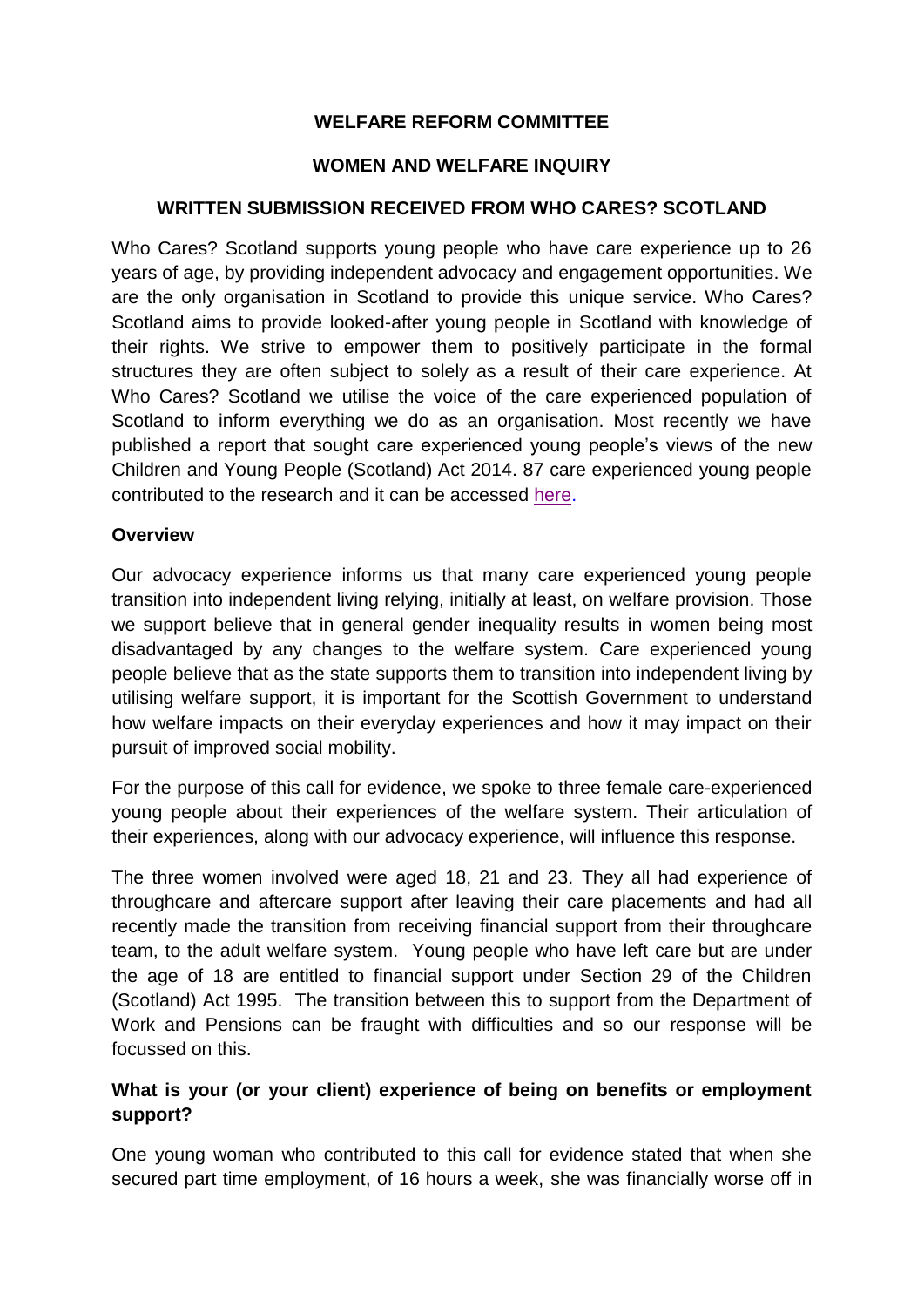**WELFARE REFORM COMMITTEE**

**WOMEN AND WELFARE INQUIRY**

**WRITTEN SUBMISSION RECEIVED FROM WHO CARES? SCOTLAND**

Who Cares? Scotland supports young people who have care experience up to 26 years of age, by providing independent advocacy and engagement opportunities. We are the only organisation in Scotland to provide this unique service. Who Cares? Scotland aims to provide looked-after young people in Scotland with knowledge of their rights. We strive to empower them to positively participate in the formal structures they are often subject to solely as a result of their care experience. At Who Cares? Scotland we utilise the voice of the care experienced population of Scotland to inform everything we do as an organisation. Most recently we have published a report that sought care experienced young people's views of the new Children and Young People (Scotland) Act 2014. 87 care experienced young people contributed to the research and it can be accessed here.

**Overview**

Our advocacy experience informs us that many care experienced young people transition into independent living relying, initially at least, on welfare provision. Those we support believe that in general gender inequality results in women being most disadvantaged by any changes to the welfare system. Care experienced young people believe that as the state supports them to transition into independent living by utilising welfare support, it is important for the Scottish Government to understand how welfare impacts on their everyday experiences and how it may impact on their pursuit of improved social mobility.

For the purpose of this call for evidence, we spoke to three female care-experienced young people about their experiences of the welfare system. Their articulation of their experiences, along with our advocacy experience, will influence this response.

The three women involved were aged 18, 21 and 23. They all had experience of throughcare and aftercare support after leaving their care placements and had all recently made the transition from receiving financial support from their throughcare team, to the adult welfare system. Young people who have left care but are under the age of 18 are entitled to financial support under Section 29 of the Children (Scotland) Act 1995. The transition between this to support from the Department of Work and Pensions can be fraught with difficulties and so our response will be focussed on this.

**What is your (or your client) experience of being on benefits or employment support?**

One young woman who contributed to this call for evidence stated that when she secured part time employment, of 16 hours a week, she was financially worse off in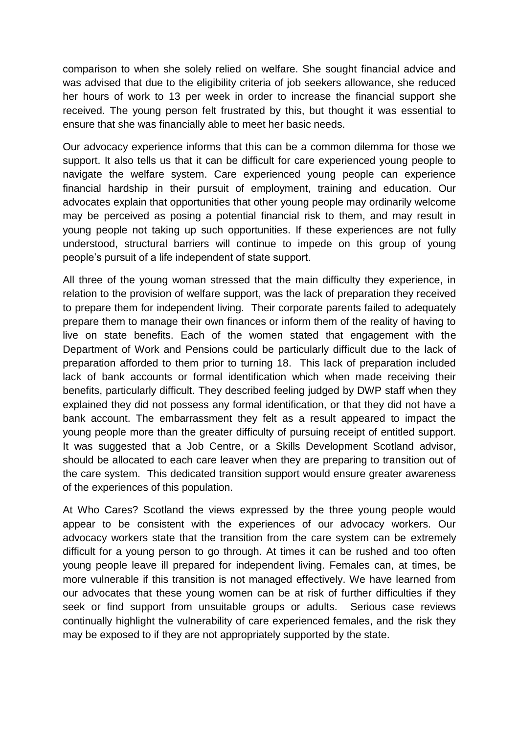comparison to when she solely relied on welfare. She sought financial advice and was advised that due to the eligibility criteria of job seekers allowance, she reduced her hours of work to 13 per week in order to increase the financial support she received. The young person felt frustrated by this, but thought it was essential to ensure that she was financially able to meet her basic needs.

Our advocacy experience informs that this can be a common dilemma for those we support. It also tells us that it can be difficult for care experienced young people to navigate the welfare system. Care experienced young people can experience financial hardship in their pursuit of employment, training and education. Our advocates explain that opportunities that other young people may ordinarily welcome may be perceived as posing a potential financial risk to them, and may result in young people not taking up such opportunities. If these experiences are not fully understood, structural barriers will continue to impede on this group of young people's pursuit of a life independent of state support.

All three of the young woman stressed that the main difficulty they experience, in relation to the provision of welfare support, was the lack of preparation they received to prepare them for independent living. Their corporate parents failed to adequately prepare them to manage their own finances or inform them of the reality of having to live on state benefits. Each of the women stated that engagement with the Department of Work and Pensions could be particularly difficult due to the lack of preparation afforded to them prior to turning 18. This lack of preparation included lack of bank accounts or formal identification which when made receiving their benefits, particularly difficult. They described feeling judged by DWP staff when they explained they did not possess any formal identification, or that they did not have a bank account. The embarrassment they felt as a result appeared to impact the young people more than the greater difficulty of pursuing receipt of entitled support. It was suggested that a Job Centre, or a Skills Development Scotland advisor, should be allocated to each care leaver when they are preparing to transition out of the care system. This dedicated transition support would ensure greater awareness of the experiences of this population.

At Who Cares? Scotland the views expressed by the three young people would appear to be consistent with the experiences of our advocacy workers. Our advocacy workers state that the transition from the care system can be extremely difficult for a young person to go through. At times it can be rushed and too often young people leave ill prepared for independent living. Females can, at times, be more vulnerable if this transition is not managed effectively. We have learned from our advocates that these young women can be at risk of further difficulties if they seek or find support from unsuitable groups or adults. Serious case reviews continually highlight the vulnerability of care experienced females, and the risk they may be exposed to if they are not appropriately supported by the state.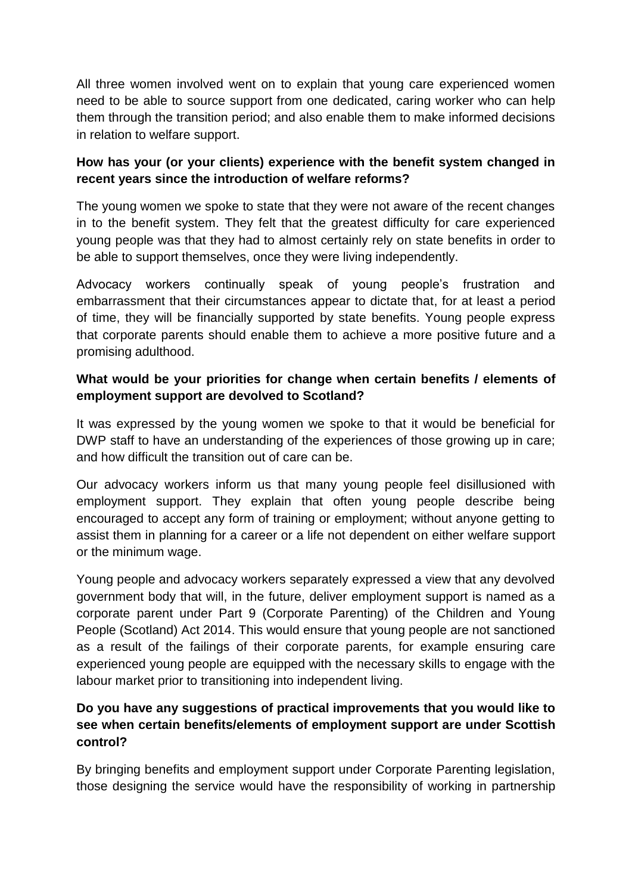All three women involved went on to explain that young care experienced women need to be able to source support from one dedicated, caring worker who can help them through the transition period; and also enable them to make informed decisions in relation to welfare support.

**How has your (or your clients) experience with the benefit system changed in recent years since the introduction of welfare reforms?**

The young women we spoke to state that they were not aware of the recent changes in to the benefit system. They felt that the greatest difficulty for care experienced young people was that they had to almost certainly rely on state benefits in order to be able to support themselves, once they were living independently.

Advocacy workers continually speak of young people's frustration and embarrassment that their circumstances appear to dictate that, for at least a period of time, they will be financially supported by state benefits. Young people express that corporate parents should enable them to achieve a more positive future and a promising adulthood.

**What would be your priorities for change when certain benefits / elements of employment support are devolved to Scotland?**

It was expressed by the young women we spoke to that it would be beneficial for DWP staff to have an understanding of the experiences of those growing up in care; and how difficult the transition out of care can be.

Our advocacy workers inform us that many young people feel disillusioned with employment support. They explain that often young people describe being encouraged to accept any form of training or employment; without anyone getting to assist them in planning for a career or a life not dependent on either welfare support or the minimum wage.

Young people and advocacy workers separately expressed a view that any devolved government body that will, in the future, deliver employment support is named as a corporate parent under Part 9 (Corporate Parenting) of the Children and Young People (Scotland) Act 2014. This would ensure that young people are not sanctioned as a result of the failings of their corporate parents, for example ensuring care experienced young people are equipped with the necessary skills to engage with the labour market prior to transitioning into independent living.

**Do you have any suggestions of practical improvements that you would like to see when certain benefits/elements of employment support are under Scottish control?**

By bringing benefits and employment support under Corporate Parenting legislation, those designing the service would have the responsibility of working in partnership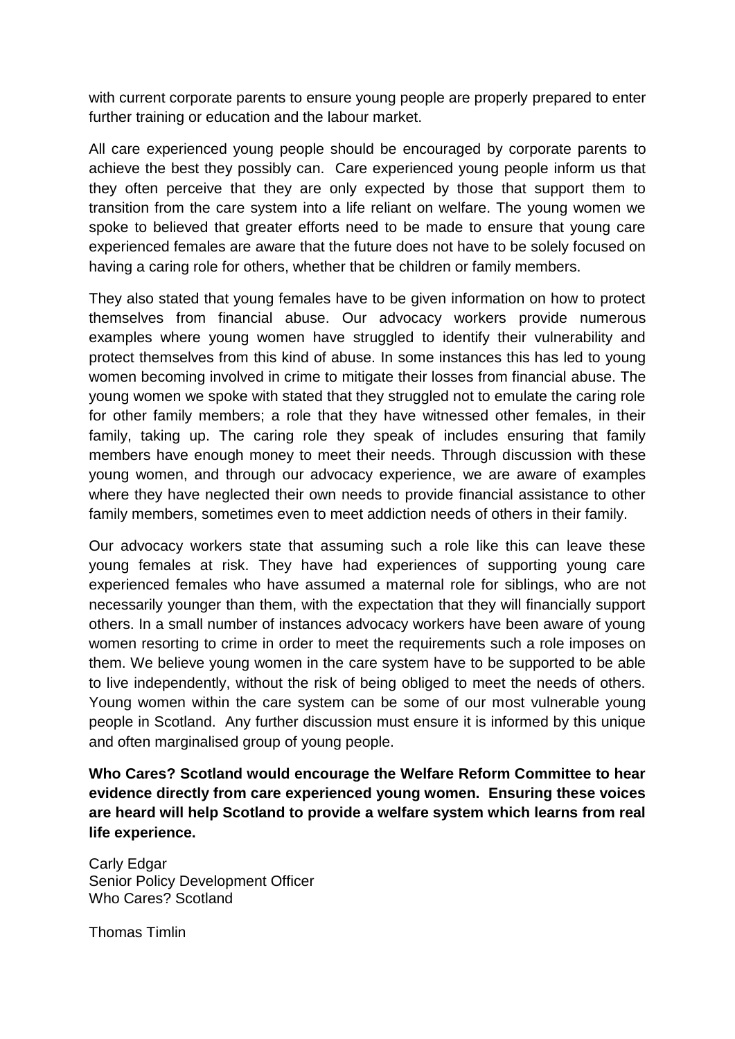with current corporate parents to ensure young people are properly prepared to enter further training or education and the labour market.

All care experienced young people should be encouraged by corporate parents to achieve the best they possibly can. Care experienced young people inform us that they often perceive that they are only expected by those that support them to transition from the care system into a life reliant on welfare. The young women we spoke to believed that greater efforts need to be made to ensure that young care experienced females are aware that the future does not have to be solely focused on having a caring role for others, whether that be children or family members.

They also stated that young females have to be given information on how to protect themselves from financial abuse. Our advocacy workers provide numerous examples where young women have struggled to identify their vulnerability and protect themselves from this kind of abuse. In some instances this has led to young women becoming involved in crime to mitigate their losses from financial abuse. The young women we spoke with stated that they struggled not to emulate the caring role for other family members; a role that they have witnessed other females, in their family, taking up. The caring role they speak of includes ensuring that family members have enough money to meet their needs. Through discussion with these young women, and through our advocacy experience, we are aware of examples where they have neglected their own needs to provide financial assistance to other family members, sometimes even to meet addiction needs of others in their family.

Our advocacy workers state that assuming such a role like this can leave these young females at risk. They have had experiences of supporting young care experienced females who have assumed a maternal role for siblings, who are not necessarily younger than them, with the expectation that they will financially support others. In a small number of instances advocacy workers have been aware of young women resorting to crime in order to meet the requirements such a role imposes on them. We believe young women in the care system have to be supported to be able to live independently, without the risk of being obliged to meet the needs of others. Young women within the care system can be some of our most vulnerable young people in Scotland. Any further discussion must ensure it is informed by this unique and often marginalised group of young people.

**Who Cares? Scotland would encourage the Welfare Reform Committee to hear evidence directly from care experienced young women. Ensuring these voices are heard will help Scotland to provide a welfare system which learns from real life experience.**

Carly Edgar
Senior Policy Development Officer
Who Cares? Scotland

Thomas Timlin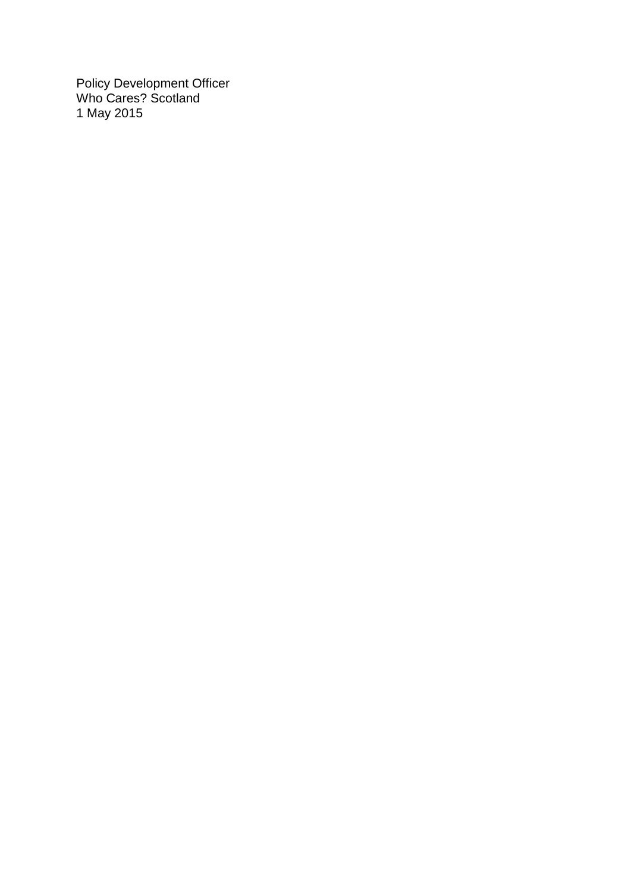Policy Development Officer
Who Cares? Scotland
1 May 2015